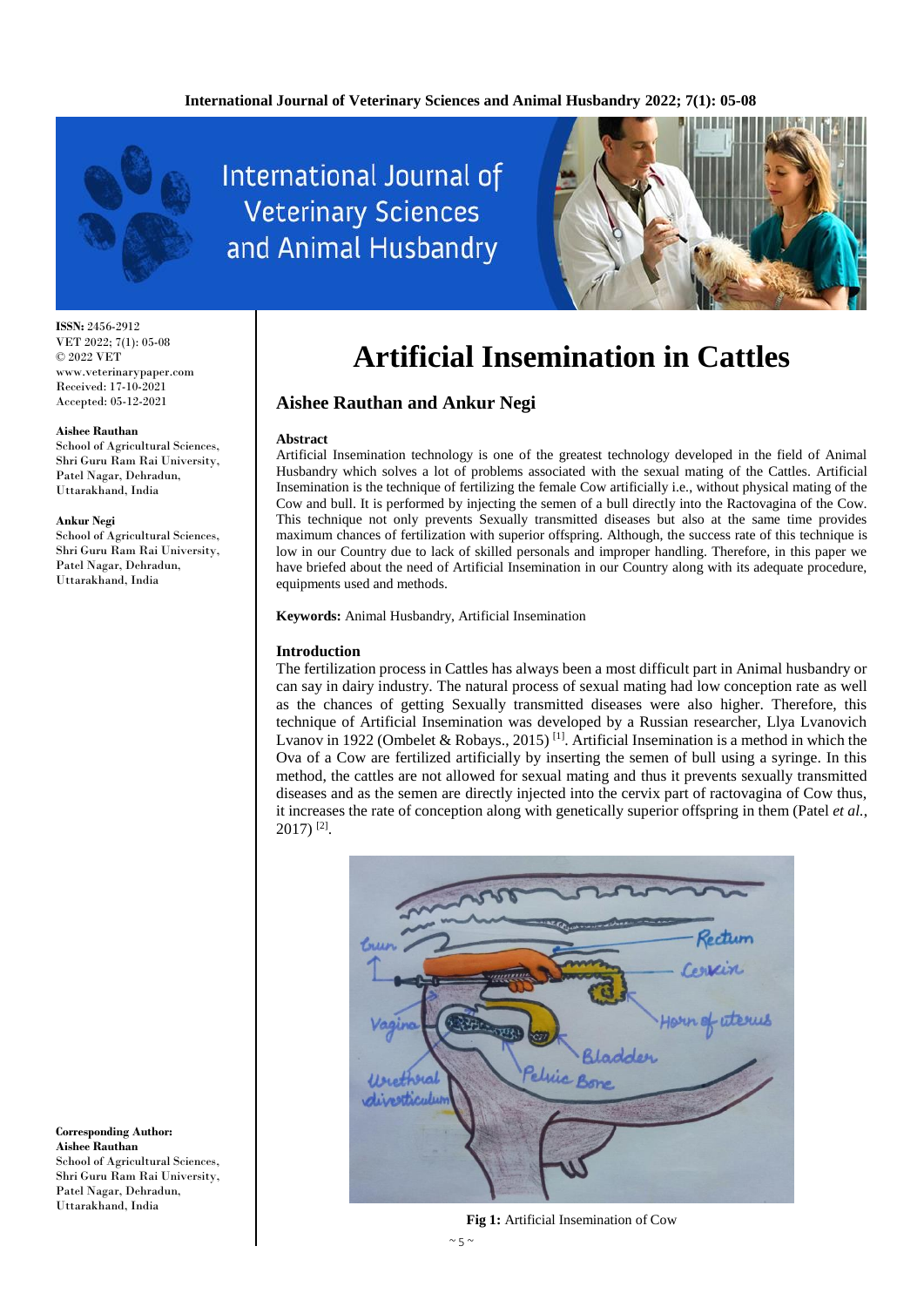# Artificial Insemination in Cattles

## Aishee Rauthan and Ankur Negi

ISSN: 2456-2912
VET 2022; 7(1): 05-08
© 2022 VET
www.veterinarypaper.com
Received: 17-10-2021
Accepted: 05-12-2021

**Aishee Rauthan**
School of Agricultural Sciences, Shri Guru Ram Rai University, Patel Nagar, Dehradun, Uttarakhand, India

**Ankur Negi**
School of Agricultural Sciences, Shri Guru Ram Rai University, Patel Nagar, Dehradun, Uttarakhand, India

**Corresponding Author:**
**Aishee Rauthan**
School of Agricultural Sciences, Shri Guru Ram Rai University, Patel Nagar, Dehradun, Uttarakhand, India

### Abstract

Artificial Insemination technology is one of the greatest technology developed in the field of Animal Husbandry which solves a lot of problems associated with the sexual mating of the Cattles. Artificial Insemination is the technique of fertilizing the female Cow artificially i.e., without physical mating of the Cow and bull. It is performed by injecting the semen of a bull directly into the Ractovagina of the Cow. This technique not only prevents Sexually transmitted diseases but also at the same time provides maximum chances of fertilization with superior offspring. Although, the success rate of this technique is low in our Country due to lack of skilled personals and improper handling. Therefore, in this paper we have briefed about the need of Artificial Insemination in our Country along with its adequate procedure, equipments used and methods.

**Keywords:** Animal Husbandry, Artificial Insemination

### Introduction

The fertilization process in Cattles has always been a most difficult part in Animal husbandry or can say in dairy industry. The natural process of sexual mating had low conception rate as well as the chances of getting Sexually transmitted diseases were also higher. Therefore, this technique of Artificial Insemination was developed by a Russian researcher, Llya Lvanovich Lvanov in 1922 (Ombelet & Robays., 2015) [1]. Artificial Insemination is a method in which the Ova of a Cow are fertilized artificially by inserting the semen of bull using a syringe. In this method, the cattles are not allowed for sexual mating and thus it prevents sexually transmitted diseases and as the semen are directly injected into the cervix part of ractovagina of Cow thus, it increases the rate of conception along with genetically superior offspring in them (Patel *et al.*, 2017) [2].

**Fig 1:** Artificial Insemination of Cow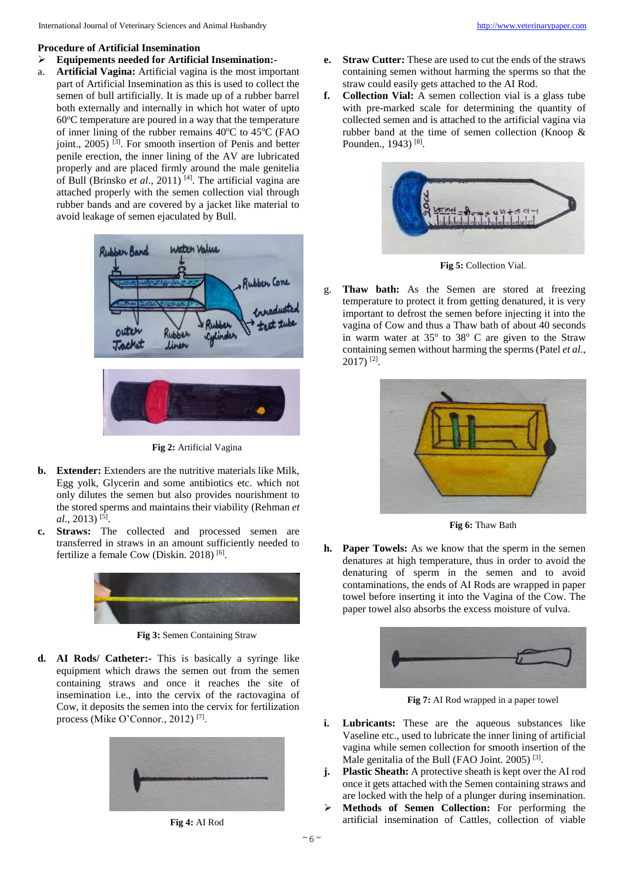## Procedure of Artificial Insemination

- **Equipements needed for Artificial Insemination:-**

a. **Artificial Vagina:** Artificial vagina is the most important part of Artificial Insemination as this is used to collect the semen of bull artificially. It is made up of a rubber barrel both externally and internally in which hot water of upto 60°C temperature are poured in a way that the temperature of inner lining of the rubber remains 40°C to 45°C (FAO joint., 2005) [3]. For smooth insertion of Penis and better penile erection, the inner lining of the AV are lubricated properly and are placed firmly around the male genitelia of Bull (Brinsko *et al*., 2011) [4]. The artificial vagina are attached properly with the semen collection vial through rubber bands and are covered by a jacket like material to avoid leakage of semen ejaculated by Bull.

**Fig 2:** Artificial Vagina

b. **Extender:** Extenders are the nutritive materials like Milk, Egg yolk, Glycerin and some antibiotics etc. which not only dilutes the semen but also provides nourishment to the stored sperms and maintains their viability (Rehman *et al*., 2013) [5].

c. **Straws:** The collected and processed semen are transferred in straws in an amount sufficiently needed to fertilize a female Cow (Diskin. 2018) [6].

**Fig 3:** Semen Containing Straw

d. **AI Rods/ Catheter:-** This is basically a syringe like equipment which draws the semen out from the semen containing straws and once it reaches the site of insemination i.e., into the cervix of the ractovagina of Cow, it deposits the semen into the cervix for fertilization process (Mike O'Connor., 2012) [7].

**Fig 4:** AI Rod

e. **Straw Cutter:** These are used to cut the ends of the straws containing semen without harming the sperms so that the straw could easily gets attached to the AI Rod.

f. **Collection Vial:** A semen collection vial is a glass tube with pre-marked scale for determining the quantity of collected semen and is attached to the artificial vagina via rubber band at the time of semen collection (Knoop & Pounden., 1943) [8].

**Fig 5:** Collection Vial.

g. **Thaw bath:** As the Semen are stored at freezing temperature to protect it from getting denatured, it is very important to defrost the semen before injecting it into the vagina of Cow and thus a Thaw bath of about 40 seconds in warm water at 35° to 38° C are given to the Straw containing semen without harming the sperms (Patel *et al*., 2017) [2].

**Fig 6:** Thaw Bath

h. **Paper Towels:** As we know that the sperm in the semen denatures at high temperature, thus in order to avoid the denaturing of sperm in the semen and to avoid contaminations, the ends of AI Rods are wrapped in paper towel before inserting it into the Vagina of the Cow. The paper towel also absorbs the excess moisture of vulva.

**Fig 7:** AI Rod wrapped in a paper towel

i. **Lubricants:** These are the aqueous substances like Vaseline etc., used to lubricate the inner lining of artificial vagina while semen collection for smooth insertion of the Male genitalia of the Bull (FAO Joint. 2005) [3].

j. **Plastic Sheath:** A protective sheath is kept over the AI rod once it gets attached with the Semen containing straws and are locked with the help of a plunger during insemination.

- **Methods of Semen Collection:** For performing the artificial insemination of Cattles, collection of viable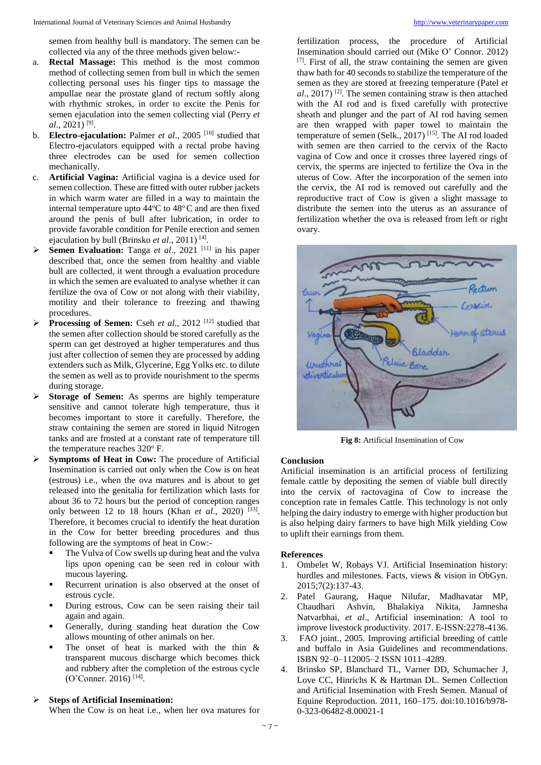semen from healthy bull is mandatory. The semen can be collected via any of the three methods given below:-

a. **Rectal Massage:** This method is the most common method of collecting semen from bull in which the semen collecting personal uses his finger tips to massage the ampullae near the prostate gland of rectum softly along with rhythmic strokes, in order to excite the Penis for semen ejaculation into the semen collecting vial (Perry *et al*., 2021) [9].
b. **Electro-ejaculation:** Palmer *et al*., 2005 [10] studied that Electro-ejaculators equipped with a rectal probe having three electrodes can be used for semen collection mechanically.
c. **Artificial Vagina:** Artificial vagina is a device used for semen collection. These are fitted with outer rubber jackets in which warm water are filled in a way to maintain the internal temperature upto 44°C to 48° C and are then fixed around the penis of bull after lubrication, in order to provide favorable condition for Penile erection and semen ejaculation by bull (Brinsko *et al*., 2011) [4].

- **Semen Evaluation:** Tanga *et al*., 2021 [11] in his paper described that, once the semen from healthy and viable bull are collected, it went through a evaluation procedure in which the semen are evaluated to analyse whether it can fertilize the ova of Cow or not along with their viability, motility and their tolerance to freezing and thawing procedures.
- **Processing of Semen:** Cseh *et al*., 2012 [12] studied that the semen after collection should be stored carefully as the sperm can get destroyed at higher temperatures and thus just after collection of semen they are processed by adding extenders such as Milk, Glycerine, Egg Yolks etc. to dilute the semen as well as to provide nourishment to the sperms during storage.
- **Storage of Semen:** As sperms are highly temperature sensitive and cannot tolerate high temperature, thus it becomes important to store it carefully. Therefore, the straw containing the semen are stored in liquid Nitrogen tanks and are frosted at a constant rate of temperature till the temperature reaches 320° F.
- **Symptoms of Heat in Cow:** The procedure of Artificial Insemination is carried out only when the Cow is on heat (estrous) i.e., when the ova matures and is about to get released into the genitalia for fertilization which lasts for about 36 to 72 hours but the period of conception ranges only between 12 to 18 hours (Khan *et al*., 2020) [13]. Therefore, it becomes crucial to identify the heat duration in the Cow for better breeding procedures and thus following are the symptoms of heat in Cow:-
  - The Vulva of Cow swells up during heat and the vulva lips upon opening can be seen red in colour with mucous layering.
  - Recurrent urination is also observed at the onset of estrous cycle.
  - During estrous, Cow can be seen raising their tail again and again.
  - Generally, during standing heat duration the Cow allows mounting of other animals on her.
  - The onset of heat is marked with the thin & transparent mucous discharge which becomes thick and rubbery after the completion of the estrous cycle (O'Conner. 2016) [14].

- **Steps of Artificial Insemination:**

When the Cow is on heat i.e., when her ova matures for fertilization process, the procedure of Artificial Insemination should carried out (Mike O' Connor. 2012) [7]. First of all, the straw containing the semen are given thaw bath for 40 seconds to stabilize the temperature of the semen as they are stored at freezing temperature (Patel *et al*., 2017) [2]. The semen containing straw is then attached with the AI rod and is fixed carefully with protective sheath and plunger and the part of AI rod having semen are then wrapped with paper towel to maintain the temperature of semen (Selk., 2017) [15]. The AI rod loaded with semen are then carried to the cervix of the Racto vagina of Cow and once it crosses three layered rings of cervix, the sperms are injected to fertilize the Ova in the uterus of Cow. After the incorporation of the semen into the cervix, the AI rod is removed out carefully and the reproductive tract of Cow is given a slight massage to distribute the semen into the uterus as an assurance of fertilization whether the ova is released from left or right ovary.

**Fig 8:** Artificial Insemination of Cow

## Conclusion

Artificial insemination is an artificial process of fertilizing female cattle by depositing the semen of viable bull directly into the cervix of ractovagina of Cow to increase the conception rate in females Cattle. This technology is not only helping the dairy industry to emerge with higher production but is also helping dairy farmers to have high Milk yielding Cow to uplift their earnings from them.

## References

1. Ombelet W, Robays VJ. Artificial Insemination history: hurdles and milestones. Facts, views & vision in ObGyn. 2015;7(2):137-43.
2. Patel Gaurang, Haque Nilufar, Madhavatar MP, Chaudhari Ashvin, Bhalakiya Nikita, Jamnesha Natvarbhai, *et al*., Artificial insemination: A tool to improve livestock productivity. 2017. E-ISSN:2278-4136.
3. FAO joint., 2005. Improving artificial breeding of cattle and buffalo in Asia Guidelines and recommendations. ISBN 92–0–112005–2 ISSN 1011–4289.
4. Brinsko SP, Blanchard TL, Varner DD, Schumacher J, Love CC, Hinrichs K & Hartman DL. Semen Collection and Artificial Insemination with Fresh Semen. Manual of Equine Reproduction. 2011, 160–175. doi:10.1016/b978-0-323-06482-8.00021-1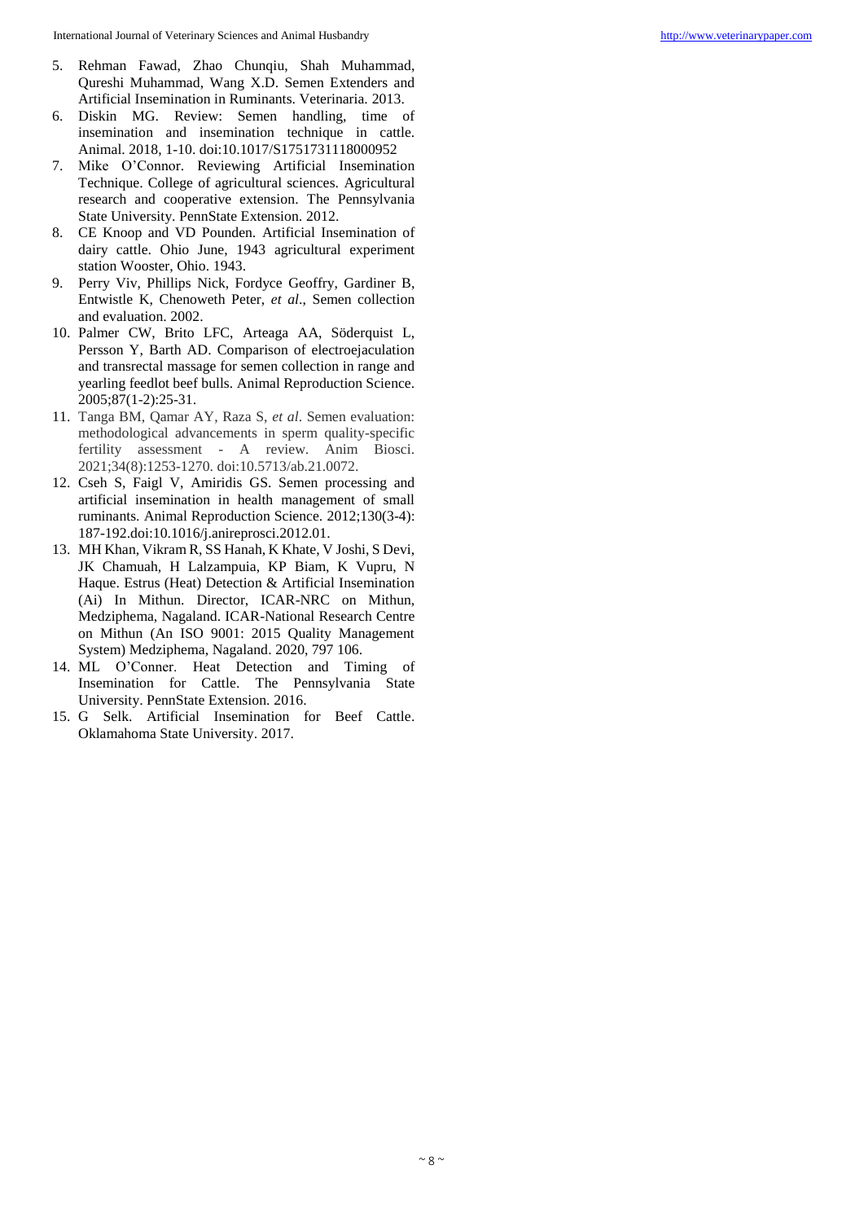5. Rehman Fawad, Zhao Chunqiu, Shah Muhammad, Qureshi Muhammad, Wang X.D. Semen Extenders and Artificial Insemination in Ruminants. Veterinaria. 2013.
6. Diskin MG. Review: Semen handling, time of insemination and insemination technique in cattle. Animal. 2018, 1-10. doi:10.1017/S1751731118000952
7. Mike O'Connor. Reviewing Artificial Insemination Technique. College of agricultural sciences. Agricultural research and cooperative extension. The Pennsylvania State University. PennState Extension. 2012.
8. CE Knoop and VD Pounden. Artificial Insemination of dairy cattle. Ohio June, 1943 agricultural experiment station Wooster, Ohio. 1943.
9. Perry Viv, Phillips Nick, Fordyce Geoffry, Gardiner B, Entwistle K, Chenoweth Peter, *et al*., Semen collection and evaluation. 2002.
10. Palmer CW, Brito LFC, Arteaga AA, Söderquist L, Persson Y, Barth AD. Comparison of electroejaculation and transrectal massage for semen collection in range and yearling feedlot beef bulls. Animal Reproduction Science. 2005;87(1-2):25-31.
11. Tanga BM, Qamar AY, Raza S, *et al*. Semen evaluation: methodological advancements in sperm quality-specific fertility assessment - A review. Anim Biosci. 2021;34(8):1253-1270. doi:10.5713/ab.21.0072.
12. Cseh S, Faigl V, Amiridis GS. Semen processing and artificial insemination in health management of small ruminants. Animal Reproduction Science. 2012;130(3-4): 187-192.doi:10.1016/j.anireprosci.2012.01.
13. MH Khan, Vikram R, SS Hanah, K Khate, V Joshi, S Devi, JK Chamuah, H Lalzampuia, KP Biam, K Vupru, N Haque. Estrus (Heat) Detection & Artificial Insemination (Ai) In Mithun. Director, ICAR-NRC on Mithun, Medziphema, Nagaland. ICAR-National Research Centre on Mithun (An ISO 9001: 2015 Quality Management System) Medziphema, Nagaland. 2020, 797 106.
14. ML O'Conner. Heat Detection and Timing of Insemination for Cattle. The Pennsylvania State University. PennState Extension. 2016.
15. G Selk. Artificial Insemination for Beef Cattle. Oklahamoha State University. 2017.